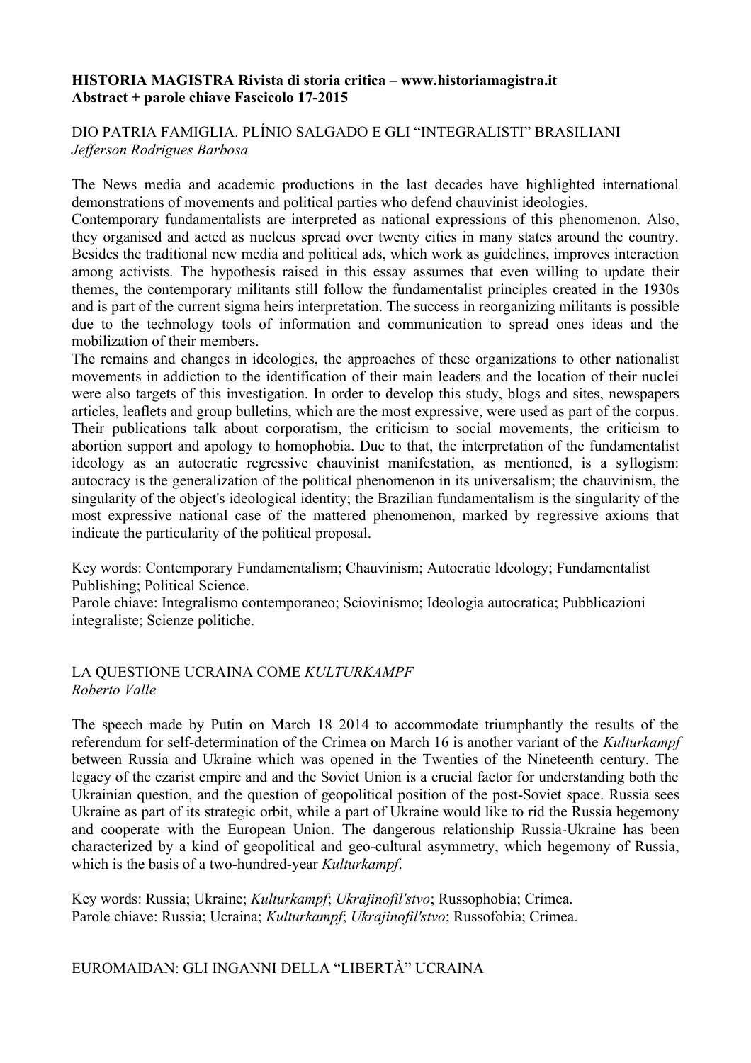**HISTORIA MAGISTRA Rivista di storia critica – www.historiamagistra.it**
**Abstract + parole chiave Fascicolo 17-2015**

## DIO PATRIA FAMIGLIA. PLÍNIO SALGADO E GLI "INTEGRALISTI" BRASILIANI

*Jefferson Rodrigues Barbosa*

The News media and academic productions in the last decades have highlighted international demonstrations of movements and political parties who defend chauvinist ideologies.

Contemporary fundamentalists are interpreted as national expressions of this phenomenon. Also, they organised and acted as nucleus spread over twenty cities in many states around the country. Besides the traditional new media and political ads, which work as guidelines, improves interaction among activists. The hypothesis raised in this essay assumes that even willing to update their themes, the contemporary militants still follow the fundamentalist principles created in the 1930s and is part of the current sigma heirs interpretation. The success in reorganizing militants is possible due to the technology tools of information and communication to spread ones ideas and the mobilization of their members.

The remains and changes in ideologies, the approaches of these organizations to other nationalist movements in addiction to the identification of their main leaders and the location of their nuclei were also targets of this investigation. In order to develop this study, blogs and sites, newspapers articles, leaflets and group bulletins, which are the most expressive, were used as part of the corpus. Their publications talk about corporatism, the criticism to social movements, the criticism to abortion support and apology to homophobia. Due to that, the interpretation of the fundamentalist ideology as an autocratic regressive chauvinist manifestation, as mentioned, is a syllogism: autocracy is the generalization of the political phenomenon in its universalism; the chauvinism, the singularity of the object's ideological identity; the Brazilian fundamentalism is the singularity of the most expressive national case of the mattered phenomenon, marked by regressive axioms that indicate the particularity of the political proposal.

Key words: Contemporary Fundamentalism; Chauvinism; Autocratic Ideology; Fundamentalist Publishing; Political Science.
Parole chiave: Integralismo contemporaneo; Sciovinismo; Ideologia autocratica; Pubblicazioni integraliste; Scienze politiche.

## LA QUESTIONE UCRAINA COME *KULTURKAMPF*

*Roberto Valle*

The speech made by Putin on March 18 2014 to accommodate triumphantly the results of the referendum for self-determination of the Crimea on March 16 is another variant of the *Kulturkampf* between Russia and Ukraine which was opened in the Twenties of the Nineteenth century. The legacy of the czarist empire and and the Soviet Union is a crucial factor for understanding both the Ukrainian question, and the question of geopolitical position of the post-Soviet space. Russia sees Ukraine as part of its strategic orbit, while a part of Ukraine would like to rid the Russia hegemony and cooperate with the European Union. The dangerous relationship Russia-Ukraine has been characterized by a kind of geopolitical and geo-cultural asymmetry, which hegemony of Russia, which is the basis of a two-hundred-year *Kulturkampf*.

Key words: Russia; Ukraine; *Kulturkampf*; *Ukrajinofil'stvo*; Russophobia; Crimea.
Parole chiave: Russia; Ucraina; *Kulturkampf*; *Ukrajinofil'stvo*; Russofobia; Crimea.

## EUROMAIDAN: GLI INGANNI DELLA "LIBERTÀ" UCRAINA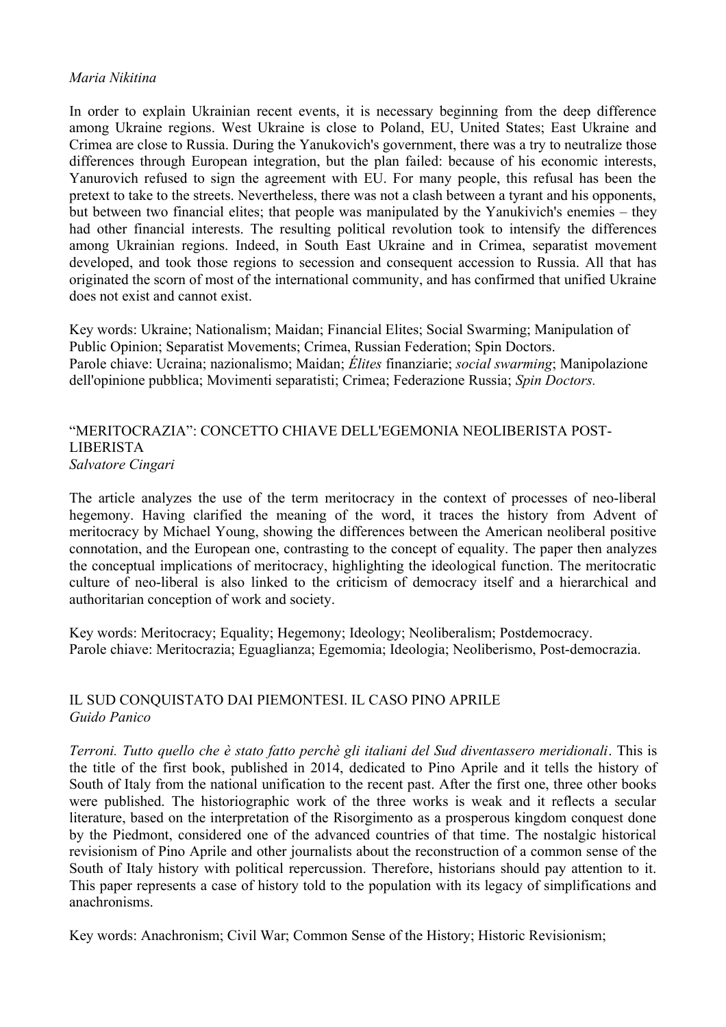*Maria Nikitina*

In order to explain Ukrainian recent events, it is necessary beginning from the deep difference among Ukraine regions. West Ukraine is close to Poland, EU, United States; East Ukraine and Crimea are close to Russia. During the Yanukovich's government, there was a try to neutralize those differences through European integration, but the plan failed: because of his economic interests, Yanurovich refused to sign the agreement with EU. For many people, this refusal has been the pretext to take to the streets. Nevertheless, there was not a clash between a tyrant and his opponents, but between two financial elites; that people was manipulated by the Yanukivich's enemies – they had other financial interests. The resulting political revolution took to intensify the differences among Ukrainian regions. Indeed, in South East Ukraine and in Crimea, separatist movement developed, and took those regions to secession and consequent accession to Russia. All that has originated the scorn of most of the international community, and has confirmed that unified Ukraine does not exist and cannot exist.

Key words: Ukraine; Nationalism; Maidan; Financial Elites; Social Swarming; Manipulation of Public Opinion; Separatist Movements; Crimea, Russian Federation; Spin Doctors.
Parole chiave: Ucraina; nazionalismo; Maidan; *Élites* finanziarie; *social swarming*; Manipolazione dell'opinione pubblica; Movimenti separatisti; Crimea; Federazione Russia; *Spin Doctors.*

## "MERITOCRAZIA": CONCETTO CHIAVE DELL'EGEMONIA NEOLIBERISTA POST-LIBERISTA

*Salvatore Cingari*

The article analyzes the use of the term meritocracy in the context of processes of neo-liberal hegemony. Having clarified the meaning of the word, it traces the history from Advent of meritocracy by Michael Young, showing the differences between the American neoliberal positive connotation, and the European one, contrasting to the concept of equality. The paper then analyzes the conceptual implications of meritocracy, highlighting the ideological function. The meritocratic culture of neo-liberal is also linked to the criticism of democracy itself and a hierarchical and authoritarian conception of work and society.

Key words: Meritocracy; Equality; Hegemony; Ideology; Neoliberalism; Postdemocracy.
Parole chiave: Meritocrazia; Eguaglianza; Egemomia; Ideologia; Neoliberismo, Post-democrazia.

## IL SUD CONQUISTATO DAI PIEMONTESI. IL CASO PINO APRILE

*Guido Panico*

*Terroni. Tutto quello che è stato fatto perchè gli italiani del Sud diventassero meridionali*. This is the title of the first book, published in 2014, dedicated to Pino Aprile and it tells the history of South of Italy from the national unification to the recent past. After the first one, three other books were published. The historiographic work of the three works is weak and it reflects a secular literature, based on the interpretation of the Risorgimento as a prosperous kingdom conquest done by the Piedmont, considered one of the advanced countries of that time. The nostalgic historical revisionism of Pino Aprile and other journalists about the reconstruction of a common sense of the South of Italy history with political repercussion. Therefore, historians should pay attention to it. This paper represents a case of history told to the population with its legacy of simplifications and anachronisms.

Key words: Anachronism; Civil War; Common Sense of the History; Historic Revisionism;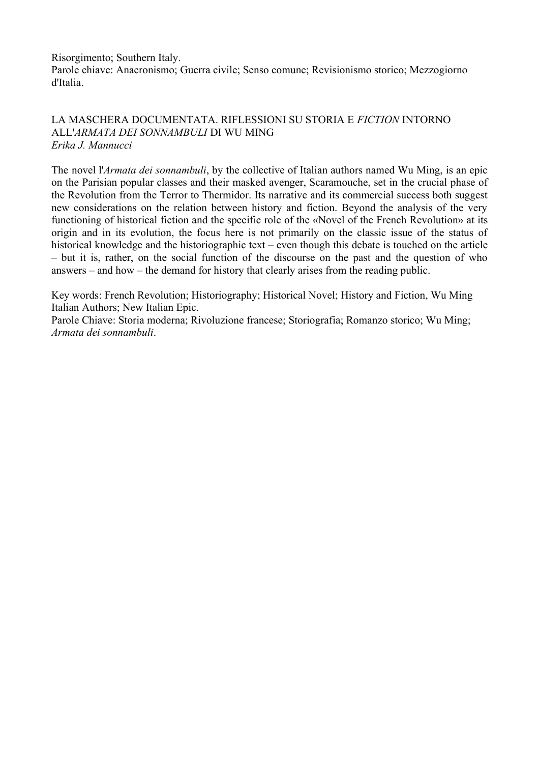Risorgimento; Southern Italy.
Parole chiave: Anacronismo; Guerra civile; Senso comune; Revisionismo storico; Mezzogiorno d'Italia.

## LA MASCHERA DOCUMENTATA. RIFLESSIONI SU STORIA E *FICTION* INTORNO ALL'*ARMATA DEI SONNAMBULI* DI WU MING

*Erika J. Mannucci*

The novel l'*Armata dei sonnambuli*, by the collective of Italian authors named Wu Ming, is an epic on the Parisian popular classes and their masked avenger, Scaramouche, set in the crucial phase of the Revolution from the Terror to Thermidor. Its narrative and its commercial success both suggest new considerations on the relation between history and fiction. Beyond the analysis of the very functioning of historical fiction and the specific role of the «Novel of the French Revolution» at its origin and in its evolution, the focus here is not primarily on the classic issue of the status of historical knowledge and the historiographic text – even though this debate is touched on the article – but it is, rather, on the social function of the discourse on the past and the question of who answers – and how – the demand for history that clearly arises from the reading public.

Key words: French Revolution; Historiography; Historical Novel; History and Fiction, Wu Ming Italian Authors; New Italian Epic.
Parole Chiave: Storia moderna; Rivoluzione francese; Storiografia; Romanzo storico; Wu Ming; *Armata dei sonnambuli*.